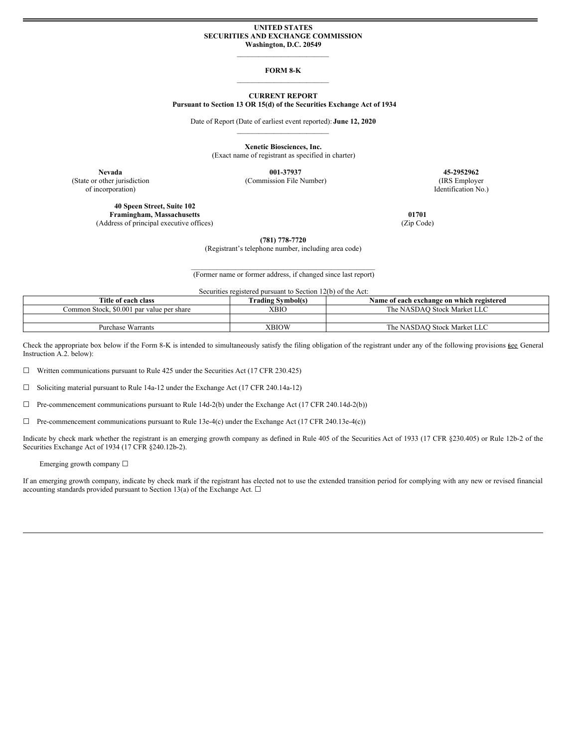**UNITED STATES**
**SECURITIES AND EXCHANGE COMMISSION**
**Washington, D.C. 20549**

---

**FORM 8-K**

---

**CURRENT REPORT**
**Pursuant to Section 13 OR 15(d) of the Securities Exchange Act of 1934**

Date of Report (Date of earliest event reported): **June 12, 2020**

---

**Xenetic Biosciences, Inc.**
(Exact name of registrant as specified in charter)

| **Nevada** | **001-37937** | **45-2952962** |
|---|---|---|
| (State or other jurisdiction of incorporation) | (Commission File Number) | (IRS Employer Identification No.) |

**40 Speen Street, Suite 102**
**Framingham, Massachusetts** (Address of principal executive offices)

**01701** (Zip Code)

**(781) 778-7720**
(Registrant's telephone number, including area code)

---

(Former name or former address, if changed since last report)

Securities registered pursuant to Section 12(b) of the Act:

| Title of each class | Trading Symbol(s) | Name of each exchange on which registered |
|---|---|---|
| Common Stock, $0.001 par value per share | XBIO | The NASDAQ Stock Market LLC |
| | | |
| Purchase Warrants | XBIOW | The NASDAQ Stock Market LLC |

Check the appropriate box below if the Form 8-K is intended to simultaneously satisfy the filing obligation of the registrant under any of the following provisions (see General Instruction A.2. below):

☐ Written communications pursuant to Rule 425 under the Securities Act (17 CFR 230.425)

☐ Soliciting material pursuant to Rule 14a-12 under the Exchange Act (17 CFR 240.14a-12)

☐ Pre-commencement communications pursuant to Rule 14d-2(b) under the Exchange Act (17 CFR 240.14d-2(b))

☐ Pre-commencement communications pursuant to Rule 13e-4(c) under the Exchange Act (17 CFR 240.13e-4(c))

Indicate by check mark whether the registrant is an emerging growth company as defined in Rule 405 of the Securities Act of 1933 (17 CFR §230.405) or Rule 12b-2 of the Securities Exchange Act of 1934 (17 CFR §240.12b-2).

Emerging growth company ☐

If an emerging growth company, indicate by check mark if the registrant has elected not to use the extended transition period for complying with any new or revised financial accounting standards provided pursuant to Section 13(a) of the Exchange Act. ☐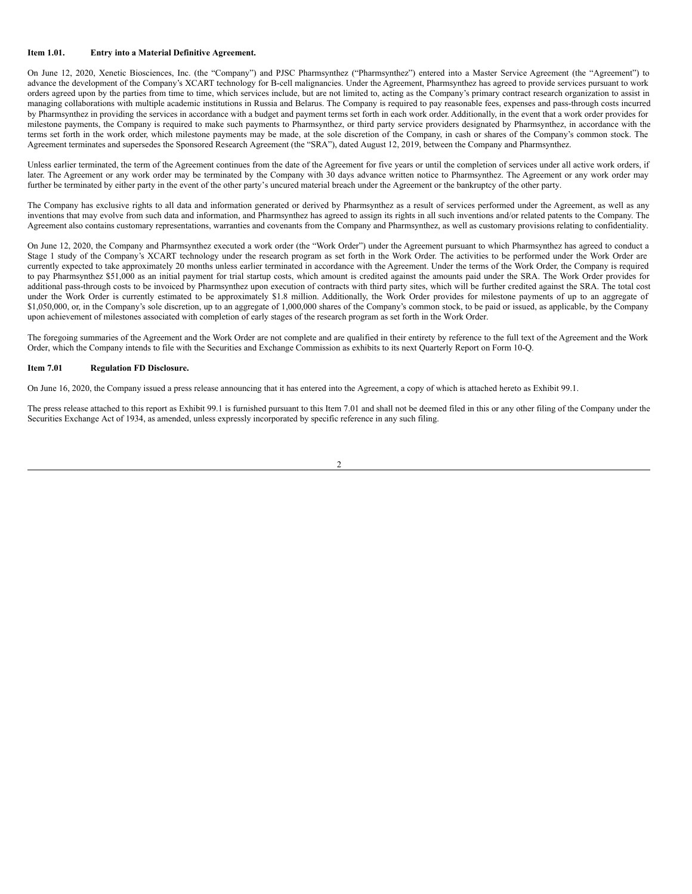**Item 1.01. Entry into a Material Definitive Agreement.**

On June 12, 2020, Xenetic Biosciences, Inc. (the "Company") and PJSC Pharmsynthez ("Pharmsynthez") entered into a Master Service Agreement (the "Agreement") to advance the development of the Company's XCART technology for B-cell malignancies. Under the Agreement, Pharmsynthez has agreed to provide services pursuant to work orders agreed upon by the parties from time to time, which services include, but are not limited to, acting as the Company's primary contract research organization to assist in managing collaborations with multiple academic institutions in Russia and Belarus. The Company is required to pay reasonable fees, expenses and pass-through costs incurred by Pharmsynthez in providing the services in accordance with a budget and payment terms set forth in each work order. Additionally, in the event that a work order provides for milestone payments, the Company is required to make such payments to Pharmsynthez, or third party service providers designated by Pharmsynthez, in accordance with the terms set forth in the work order, which milestone payments may be made, at the sole discretion of the Company, in cash or shares of the Company's common stock. The Agreement terminates and supersedes the Sponsored Research Agreement (the "SRA"), dated August 12, 2019, between the Company and Pharmsynthez.

Unless earlier terminated, the term of the Agreement continues from the date of the Agreement for five years or until the completion of services under all active work orders, if later. The Agreement or any work order may be terminated by the Company with 30 days advance written notice to Pharmsynthez. The Agreement or any work order may further be terminated by either party in the event of the other party's uncured material breach under the Agreement or the bankruptcy of the other party.

The Company has exclusive rights to all data and information generated or derived by Pharmsynthez as a result of services performed under the Agreement, as well as any inventions that may evolve from such data and information, and Pharmsynthez has agreed to assign its rights in all such inventions and/or related patents to the Company. The Agreement also contains customary representations, warranties and covenants from the Company and Pharmsynthez, as well as customary provisions relating to confidentiality.

On June 12, 2020, the Company and Pharmsynthez executed a work order (the "Work Order") under the Agreement pursuant to which Pharmsynthez has agreed to conduct a Stage 1 study of the Company's XCART technology under the research program as set forth in the Work Order. The activities to be performed under the Work Order are currently expected to take approximately 20 months unless earlier terminated in accordance with the Agreement. Under the terms of the Work Order, the Company is required to pay Pharmsynthez $51,000 as an initial payment for trial startup costs, which amount is credited against the amounts paid under the SRA. The Work Order provides for additional pass-through costs to be invoiced by Pharmsynthez upon execution of contracts with third party sites, which will be further credited against the SRA. The total cost under the Work Order is currently estimated to be approximately $1.8 million. Additionally, the Work Order provides for milestone payments of up to an aggregate of $1,050,000, or, in the Company's sole discretion, up to an aggregate of 1,000,000 shares of the Company's common stock, to be paid or issued, as applicable, by the Company upon achievement of milestones associated with completion of early stages of the research program as set forth in the Work Order.

The foregoing summaries of the Agreement and the Work Order are not complete and are qualified in their entirety by reference to the full text of the Agreement and the Work Order, which the Company intends to file with the Securities and Exchange Commission as exhibits to its next Quarterly Report on Form 10-Q.

**Item 7.01 Regulation FD Disclosure.**

On June 16, 2020, the Company issued a press release announcing that it has entered into the Agreement, a copy of which is attached hereto as Exhibit 99.1.

The press release attached to this report as Exhibit 99.1 is furnished pursuant to this Item 7.01 and shall not be deemed filed in this or any other filing of the Company under the Securities Exchange Act of 1934, as amended, unless expressly incorporated by specific reference in any such filing.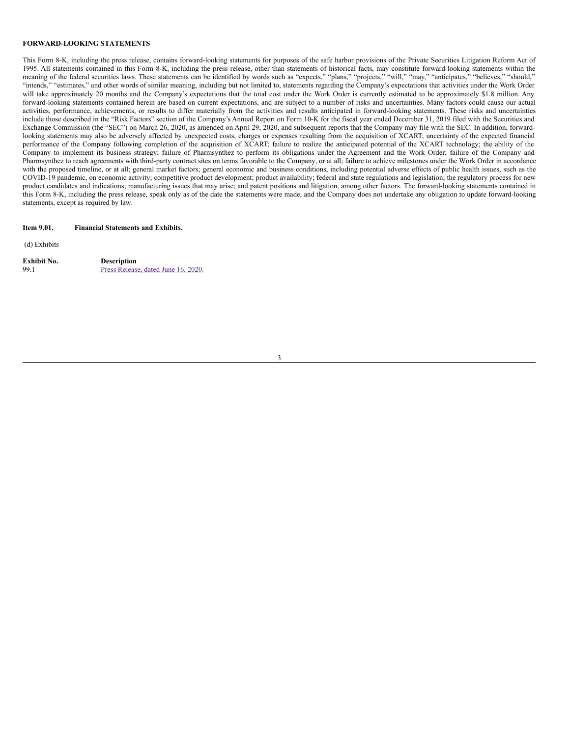**FORWARD-LOOKING STATEMENTS**

This Form 8-K, including the press release, contains forward-looking statements for purposes of the safe harbor provisions of the Private Securities Litigation Reform Act of 1995. All statements contained in this Form 8-K, including the press release, other than statements of historical facts, may constitute forward-looking statements within the meaning of the federal securities laws. These statements can be identified by words such as "expects," "plans," "projects," "will," "may," "anticipates," "believes," "should," "intends," "estimates," and other words of similar meaning, including but not limited to, statements regarding the Company's expectations that activities under the Work Order will take approximately 20 months and the Company's expectations that the total cost under the Work Order is currently estimated to be approximately $1.8 million. Any forward-looking statements contained herein are based on current expectations, and are subject to a number of risks and uncertainties. Many factors could cause our actual activities, performance, achievements, or results to differ materially from the activities and results anticipated in forward-looking statements. These risks and uncertainties include those described in the "Risk Factors" section of the Company's Annual Report on Form 10-K for the fiscal year ended December 31, 2019 filed with the Securities and Exchange Commission (the "SEC") on March 26, 2020, as amended on April 29, 2020, and subsequent reports that the Company may file with the SEC. In addition, forward-looking statements may also be adversely affected by unexpected costs, charges or expenses resulting from the acquisition of XCART; uncertainty of the expected financial performance of the Company following completion of the acquisition of XCART; failure to realize the anticipated potential of the XCART technology; the ability of the Company to implement its business strategy; failure of Pharmsynthez to perform its obligations under the Agreement and the Work Order; failure of the Company and Pharmsynthez to reach agreements with third-party contract sites on terms favorable to the Company, or at all; failure to achieve milestones under the Work Order in accordance with the proposed timeline, or at all; general market factors; general economic and business conditions, including potential adverse effects of public health issues, such as the COVID-19 pandemic, on economic activity; competitive product development; product availability; federal and state regulations and legislation; the regulatory process for new product candidates and indications; manufacturing issues that may arise; and patent positions and litigation, among other factors. The forward-looking statements contained in this Form 8-K, including the press release, speak only as of the date the statements were made, and the Company does not undertake any obligation to update forward-looking statements, except as required by law.

**Item 9.01. Financial Statements and Exhibits.**

(d) Exhibits

| **Exhibit No.** | **Description** |
|---|---|
| 99.1 | Press Release, dated June 16, 2020. |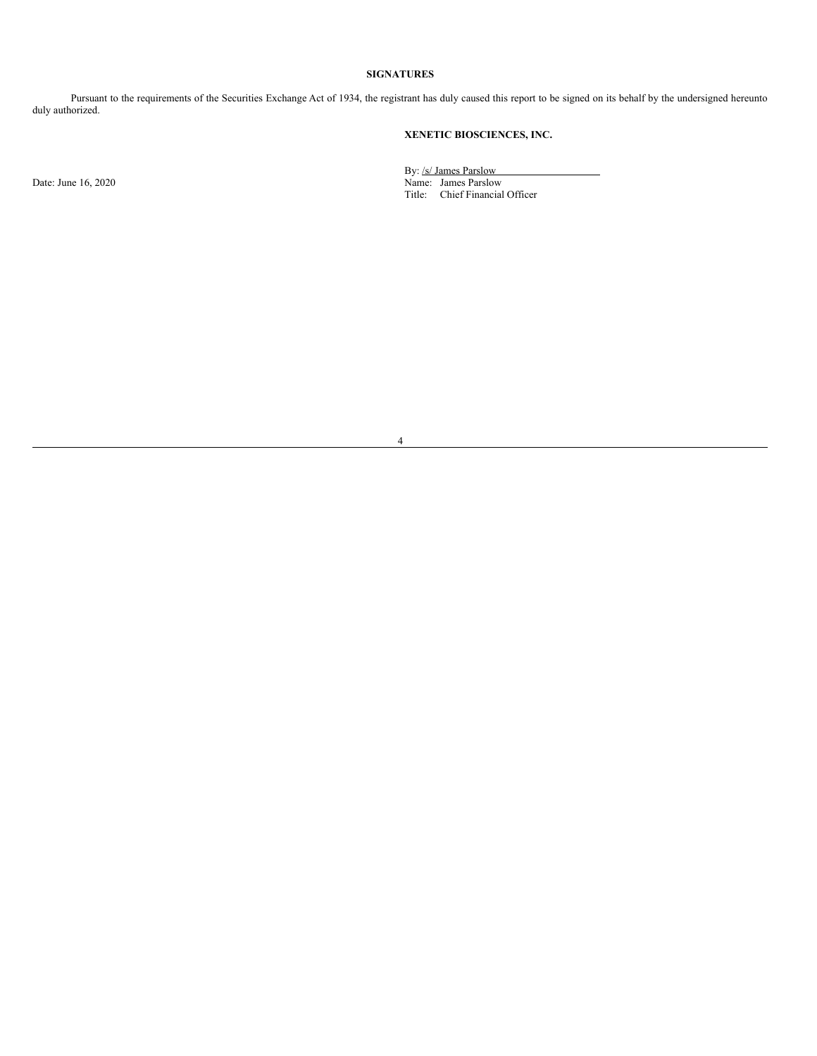**SIGNATURES**

Pursuant to the requirements of the Securities Exchange Act of 1934, the registrant has duly caused this report to be signed on its behalf by the undersigned hereunto duly authorized.

**XENETIC BIOSCIENCES, INC.**

Date: June 16, 2020

By: /s/ James Parslow
Name: James Parslow
Title: Chief Financial Officer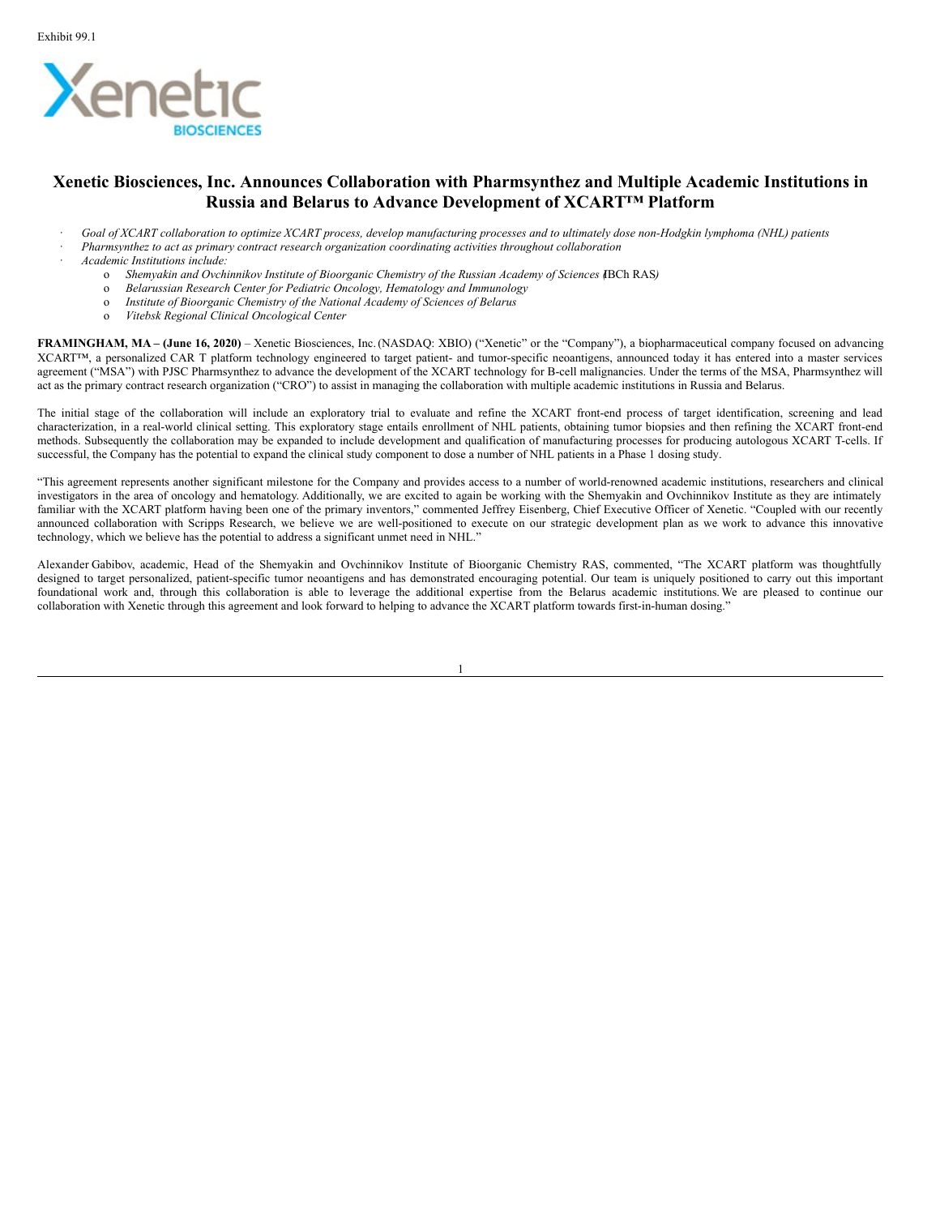Exhibit 99.1

# Xenetic Biosciences, Inc. Announces Collaboration with Pharmsynthez and Multiple Academic Institutions in Russia and Belarus to Advance Development of XCART™ Platform

- *Goal of XCART collaboration to optimize XCART process, develop manufacturing processes and to ultimately dose non-Hodgkin lymphoma (NHL) patients*
- *Pharmsynthez to act as primary contract research organization coordinating activities throughout collaboration*
- *Academic Institutions include:*
  - *Shemyakin and Ovchinnikov Institute of Bioorganic Chemistry of the Russian Academy of Sciences (*IBCh RAS*)*
  - *Belarussian Research Center for Pediatric Oncology, Hematology and Immunology*
  - *Institute of Bioorganic Chemistry of the National Academy of Sciences of Belarus*
  - *Vitebsk Regional Clinical Oncological Center*

**FRAMINGHAM, MA – (June 16, 2020)** – Xenetic Biosciences, Inc. (NASDAQ: XBIO) ("Xenetic" or the "Company"), a biopharmaceutical company focused on advancing XCART™, a personalized CAR T platform technology engineered to target patient- and tumor-specific neoantigens, announced today it has entered into a master services agreement ("MSA") with PJSC Pharmsynthez to advance the development of the XCART technology for B-cell malignancies. Under the terms of the MSA, Pharmsynthez will act as the primary contract research organization ("CRO") to assist in managing the collaboration with multiple academic institutions in Russia and Belarus.

The initial stage of the collaboration will include an exploratory trial to evaluate and refine the XCART front-end process of target identification, screening and lead characterization, in a real-world clinical setting. This exploratory stage entails enrollment of NHL patients, obtaining tumor biopsies and then refining the XCART front-end methods. Subsequently the collaboration may be expanded to include development and qualification of manufacturing processes for producing autologous XCART T-cells. If successful, the Company has the potential to expand the clinical study component to dose a number of NHL patients in a Phase 1 dosing study.

"This agreement represents another significant milestone for the Company and provides access to a number of world-renowned academic institutions, researchers and clinical investigators in the area of oncology and hematology. Additionally, we are excited to again be working with the Shemyakin and Ovchinnikov Institute as they are intimately familiar with the XCART platform having been one of the primary inventors," commented Jeffrey Eisenberg, Chief Executive Officer of Xenetic. "Coupled with our recently announced collaboration with Scripps Research, we believe we are well-positioned to execute on our strategic development plan as we work to advance this innovative technology, which we believe has the potential to address a significant unmet need in NHL."

Alexander Gabibov, academic, Head of the Shemyakin and Ovchinnikov Institute of Bioorganic Chemistry RAS, commented, "The XCART platform was thoughtfully designed to target personalized, patient-specific tumor neoantigens and has demonstrated encouraging potential. Our team is uniquely positioned to carry out this important foundational work and, through this collaboration is able to leverage the additional expertise from the Belarus academic institutions. We are pleased to continue our collaboration with Xenetic through this agreement and look forward to helping to advance the XCART platform towards first-in-human dosing."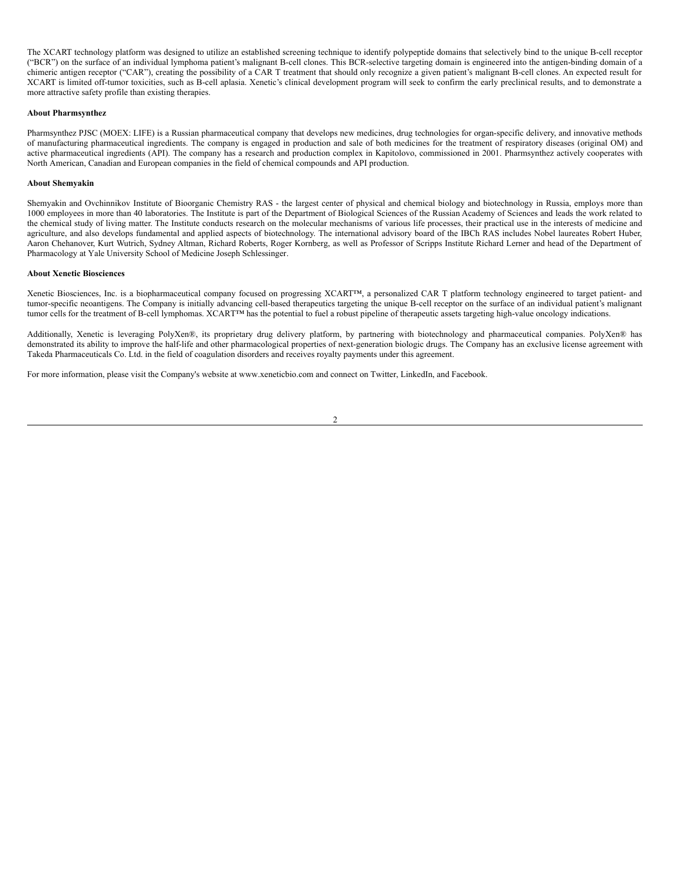The XCART technology platform was designed to utilize an established screening technique to identify polypeptide domains that selectively bind to the unique B-cell receptor ("BCR") on the surface of an individual lymphoma patient's malignant B-cell clones. This BCR-selective targeting domain is engineered into the antigen-binding domain of a chimeric antigen receptor ("CAR"), creating the possibility of a CAR T treatment that should only recognize a given patient's malignant B-cell clones. An expected result for XCART is limited off-tumor toxicities, such as B-cell aplasia. Xenetic's clinical development program will seek to confirm the early preclinical results, and to demonstrate a more attractive safety profile than existing therapies.

**About Pharmsynthez**

Pharmsynthez PJSC (MOEX: LIFE) is a Russian pharmaceutical company that develops new medicines, drug technologies for organ-specific delivery, and innovative methods of manufacturing pharmaceutical ingredients. The company is engaged in production and sale of both medicines for the treatment of respiratory diseases (original OM) and active pharmaceutical ingredients (API). The company has a research and production complex in Kapitolovo, commissioned in 2001. Pharmsynthez actively cooperates with North American, Canadian and European companies in the field of chemical compounds and API production.

**About Shemyakin**

Shemyakin and Ovchinnikov Institute of Bioorganic Chemistry RAS - the largest center of physical and chemical biology and biotechnology in Russia, employs more than 1000 employees in more than 40 laboratories. The Institute is part of the Department of Biological Sciences of the Russian Academy of Sciences and leads the work related to the chemical study of living matter. The Institute conducts research on the molecular mechanisms of various life processes, their practical use in the interests of medicine and agriculture, and also develops fundamental and applied aspects of biotechnology. The international advisory board of the IBCh RAS includes Nobel laureates Robert Huber, Aaron Chehanover, Kurt Wutrich, Sydney Altman, Richard Roberts, Roger Kornberg, as well as Professor of Scripps Institute Richard Lerner and head of the Department of Pharmacology at Yale University School of Medicine Joseph Schlessinger.

**About Xenetic Biosciences**

Xenetic Biosciences, Inc. is a biopharmaceutical company focused on progressing XCART™, a personalized CAR T platform technology engineered to target patient- and tumor-specific neoantigens. The Company is initially advancing cell-based therapeutics targeting the unique B-cell receptor on the surface of an individual patient's malignant tumor cells for the treatment of B-cell lymphomas. XCART™ has the potential to fuel a robust pipeline of therapeutic assets targeting high-value oncology indications.

Additionally, Xenetic is leveraging PolyXen®, its proprietary drug delivery platform, by partnering with biotechnology and pharmaceutical companies. PolyXen® has demonstrated its ability to improve the half-life and other pharmacological properties of next-generation biologic drugs. The Company has an exclusive license agreement with Takeda Pharmaceuticals Co. Ltd. in the field of coagulation disorders and receives royalty payments under this agreement.

For more information, please visit the Company's website at www.xeneticbio.com and connect on Twitter, LinkedIn, and Facebook.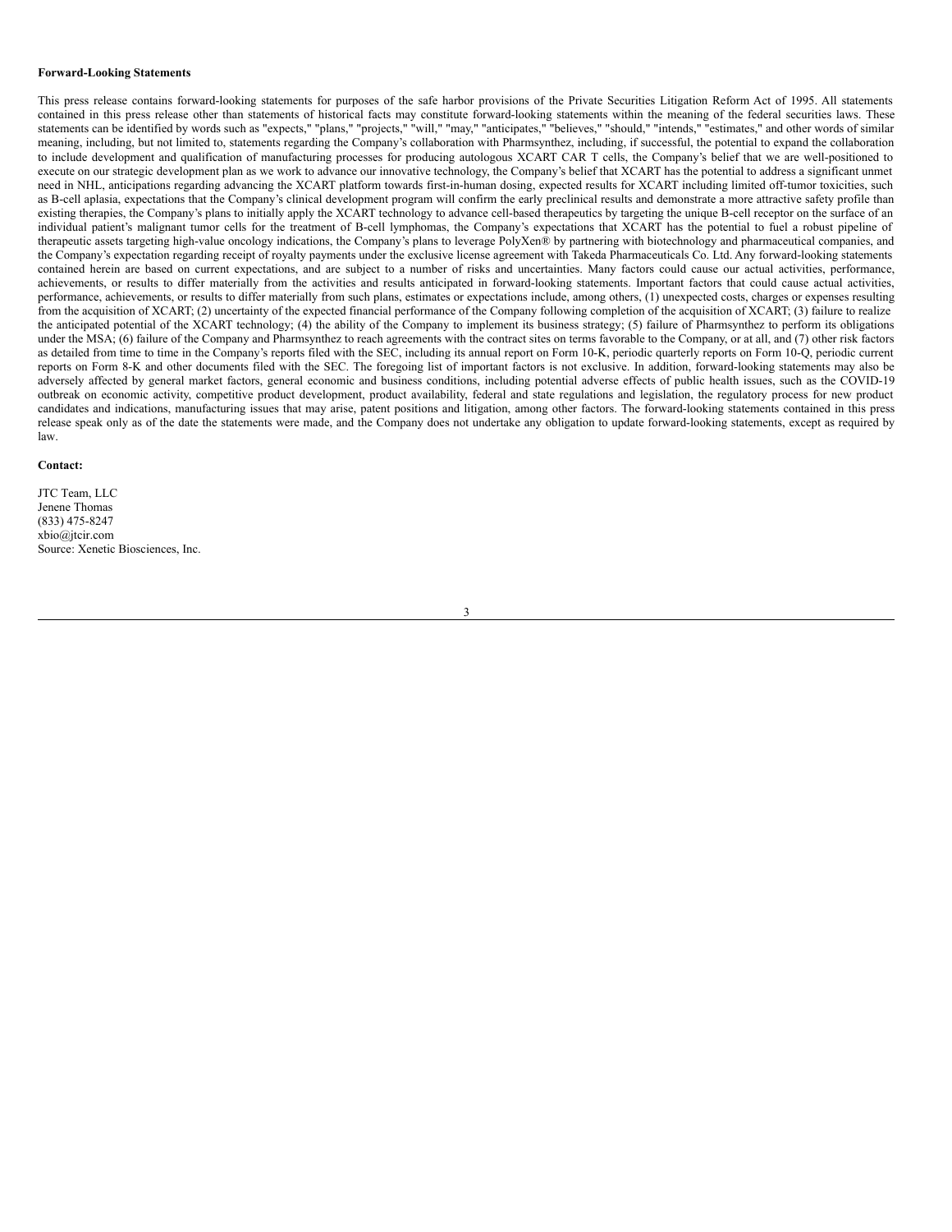**Forward-Looking Statements**

This press release contains forward-looking statements for purposes of the safe harbor provisions of the Private Securities Litigation Reform Act of 1995. All statements contained in this press release other than statements of historical facts may constitute forward-looking statements within the meaning of the federal securities laws. These statements can be identified by words such as "expects," "plans," "projects," "will," "may," "anticipates," "believes," "should," "intends," "estimates," and other words of similar meaning, including, but not limited to, statements regarding the Company's collaboration with Pharmsynthez, including, if successful, the potential to expand the collaboration to include development and qualification of manufacturing processes for producing autologous XCART CAR T cells, the Company's belief that we are well-positioned to execute on our strategic development plan as we work to advance our innovative technology, the Company's belief that XCART has the potential to address a significant unmet need in NHL, anticipations regarding advancing the XCART platform towards first-in-human dosing, expected results for XCART including limited off-tumor toxicities, such as B-cell aplasia, expectations that the Company's clinical development program will confirm the early preclinical results and demonstrate a more attractive safety profile than existing therapies, the Company's plans to initially apply the XCART technology to advance cell-based therapeutics by targeting the unique B-cell receptor on the surface of an individual patient's malignant tumor cells for the treatment of B-cell lymphomas, the Company's expectations that XCART has the potential to fuel a robust pipeline of therapeutic assets targeting high-value oncology indications, the Company's plans to leverage PolyXen® by partnering with biotechnology and pharmaceutical companies, and the Company's expectation regarding receipt of royalty payments under the exclusive license agreement with Takeda Pharmaceuticals Co. Ltd. Any forward-looking statements contained herein are based on current expectations, and are subject to a number of risks and uncertainties. Many factors could cause our actual activities, performance, achievements, or results to differ materially from the activities and results anticipated in forward-looking statements. Important factors that could cause actual activities, performance, achievements, or results to differ materially from such plans, estimates or expectations include, among others, (1) unexpected costs, charges or expenses resulting from the acquisition of XCART; (2) uncertainty of the expected financial performance of the Company following completion of the acquisition of XCART; (3) failure to realize the anticipated potential of the XCART technology; (4) the ability of the Company to implement its business strategy; (5) failure of Pharmsynthez to perform its obligations under the MSA; (6) failure of the Company and Pharmsynthez to reach agreements with the contract sites on terms favorable to the Company, or at all, and (7) other risk factors as detailed from time to time in the Company's reports filed with the SEC, including its annual report on Form 10-K, periodic quarterly reports on Form 10-Q, periodic current reports on Form 8-K and other documents filed with the SEC. The foregoing list of important factors is not exclusive. In addition, forward-looking statements may also be adversely affected by general market factors, general economic and business conditions, including potential adverse effects of public health issues, such as the COVID-19 outbreak on economic activity, competitive product development, product availability, federal and state regulations and legislation, the regulatory process for new product candidates and indications, manufacturing issues that may arise, patent positions and litigation, among other factors. The forward-looking statements contained in this press release speak only as of the date the statements were made, and the Company does not undertake any obligation to update forward-looking statements, except as required by law.

**Contact:**

JTC Team, LLC
Jenene Thomas
(833) 475-8247
xbio@jtcir.com
Source: Xenetic Biosciences, Inc.